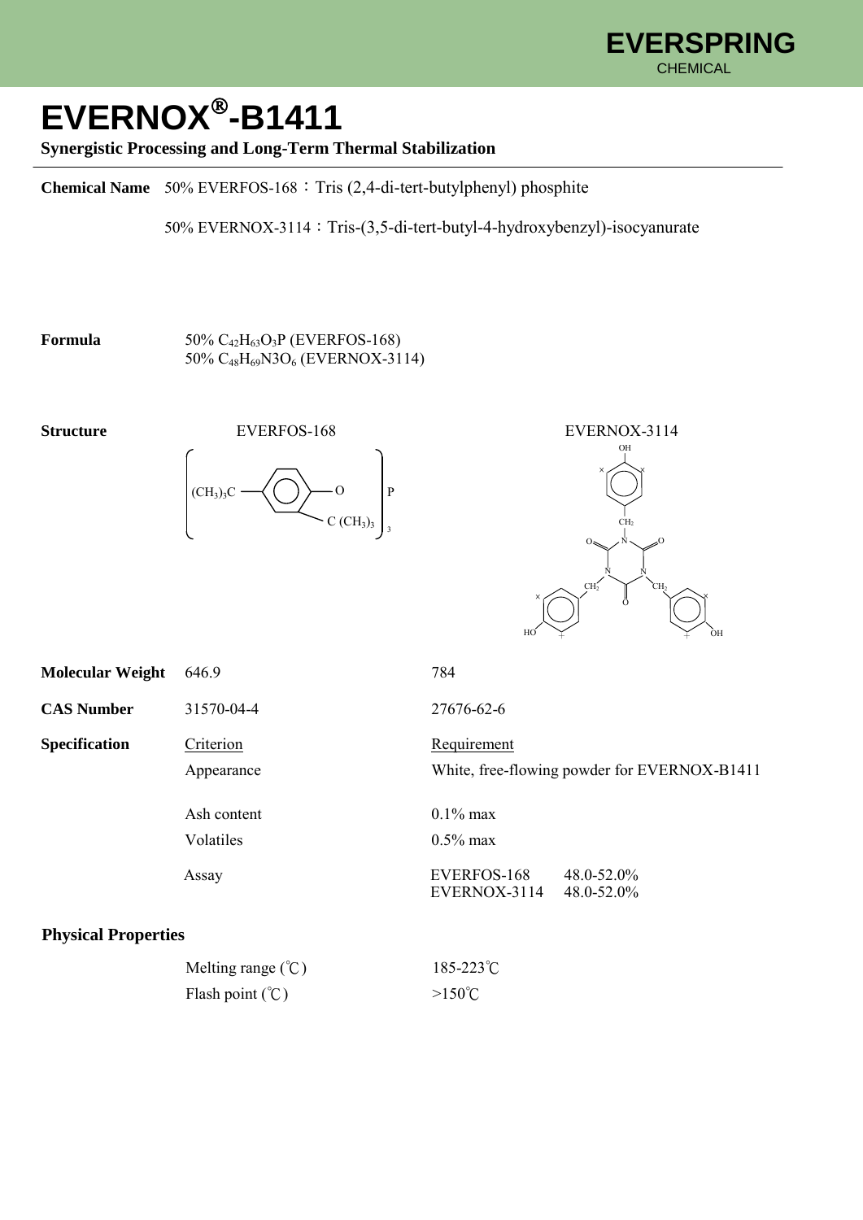EVERSPRING
CHEMICAL

# EVERNOX®-B1411

**Synergistic Processing and Long-Term Thermal Stabilization**

---

**Chemical Name** 50% EVERFOS-168：Tris (2,4-di-tert-butylphenyl) phosphite

50% EVERNOX-3114：Tris-(3,5-di-tert-butyl-4-hydroxybenzyl)-isocyanurate

**Formula** 50% $C_{42}H_{63}O_3P$ (EVERFOS-168)
50% $C_{48}H_{69}N3O_6$ (EVERNOX-3114)

**Structure** EVERFOS-168 EVERNOX-3114

| | EVERFOS-168 | EVERNOX-3114 |
|---|---|---|
| **Molecular Weight** | 646.9 | 784 |
| **CAS Number** | 31570-04-4 | 27676-62-6 |

**Specification**

| Criterion | Requirement | |
|---|---|---|
| Appearance | White, free-flowing powder for EVERNOX-B1411 | |
| Ash content | 0.1% max | |
| Volatiles | 0.5% max | |
| Assay | EVERFOS-168 | 48.0-52.0% |
| | EVERNOX-3114 | 48.0-52.0% |

**Physical Properties**

| | |
|---|---|
| Melting range (℃) | 185-223℃ |
| Flash point (℃) | >150℃ |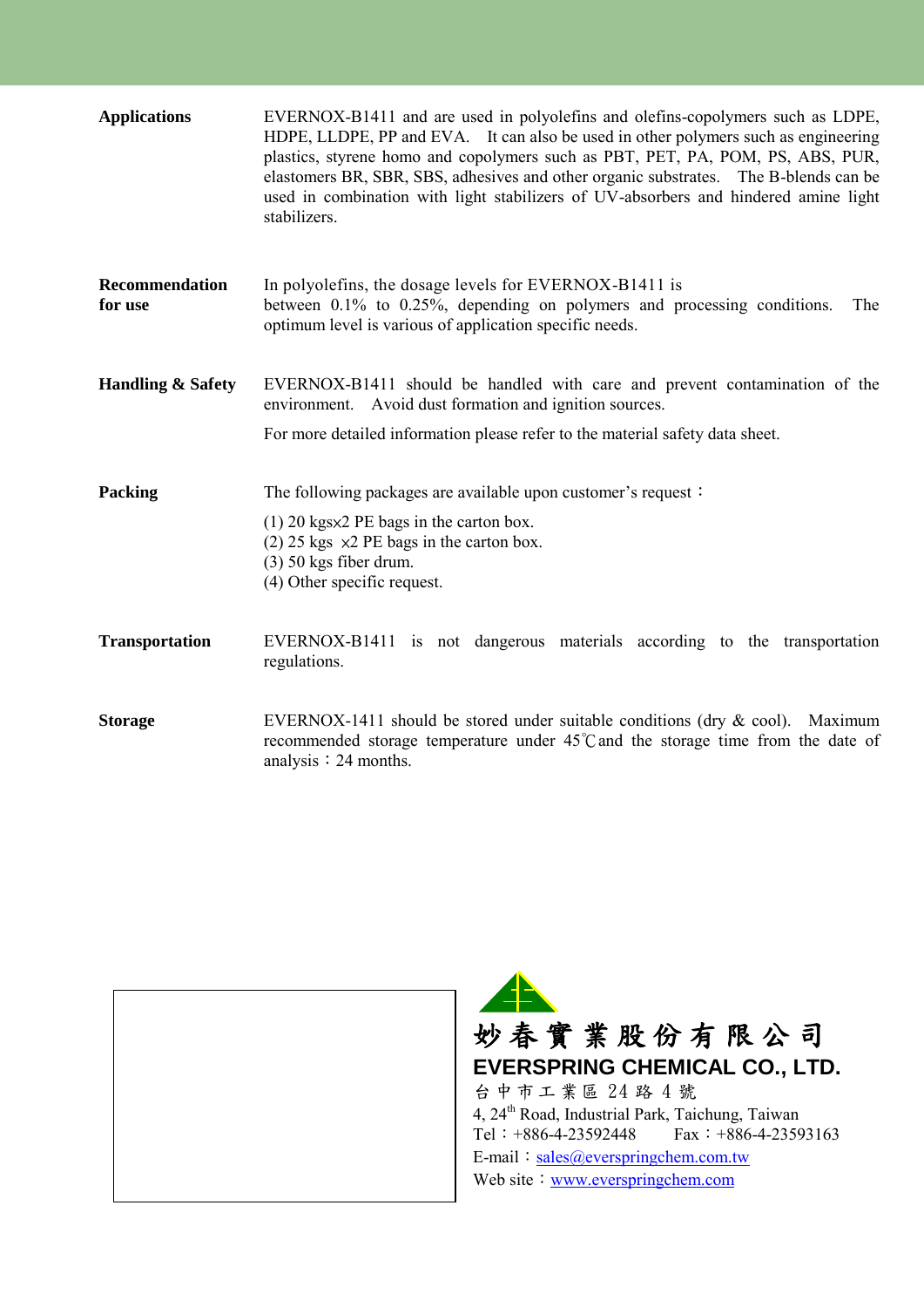**Applications**

EVERNOX-B1411 and are used in polyolefins and olefins-copolymers such as LDPE, HDPE, LLDPE, PP and EVA. It can also be used in other polymers such as engineering plastics, styrene homo and copolymers such as PBT, PET, PA, POM, PS, ABS, PUR, elastomers BR, SBR, SBS, adhesives and other organic substrates. The B-blends can be used in combination with light stabilizers of UV-absorbers and hindered amine light stabilizers.

**Recommendation for use**

In polyolefins, the dosage levels for EVERNOX-B1411 is between 0.1% to 0.25%, depending on polymers and processing conditions. The optimum level is various of application specific needs.

**Handling & Safety**

EVERNOX-B1411 should be handled with care and prevent contamination of the environment. Avoid dust formation and ignition sources.

For more detailed information please refer to the material safety data sheet.

**Packing**

The following packages are available upon customer's request：

(1) 20 kgs×2 PE bags in the carton box.
(2) 25 kgs ×2 PE bags in the carton box.
(3) 50 kgs fiber drum.
(4) Other specific request.

**Transportation**

EVERNOX-B1411 is not dangerous materials according to the transportation regulations.

**Storage**

EVERNOX-1411 should be stored under suitable conditions (dry & cool). Maximum recommended storage temperature under 45℃and the storage time from the date of analysis：24 months.

妙春實業股份有限公司

**EVERSPRING CHEMICAL CO., LTD.**

台中市工業區 24 路 4 號

4, 24th Road, Industrial Park, Taichung, Taiwan

Tel：+886-4-23592448 Fax：+886-4-23593163

E-mail：sales@everspringchem.com.tw

Web site：www.everspringchem.com